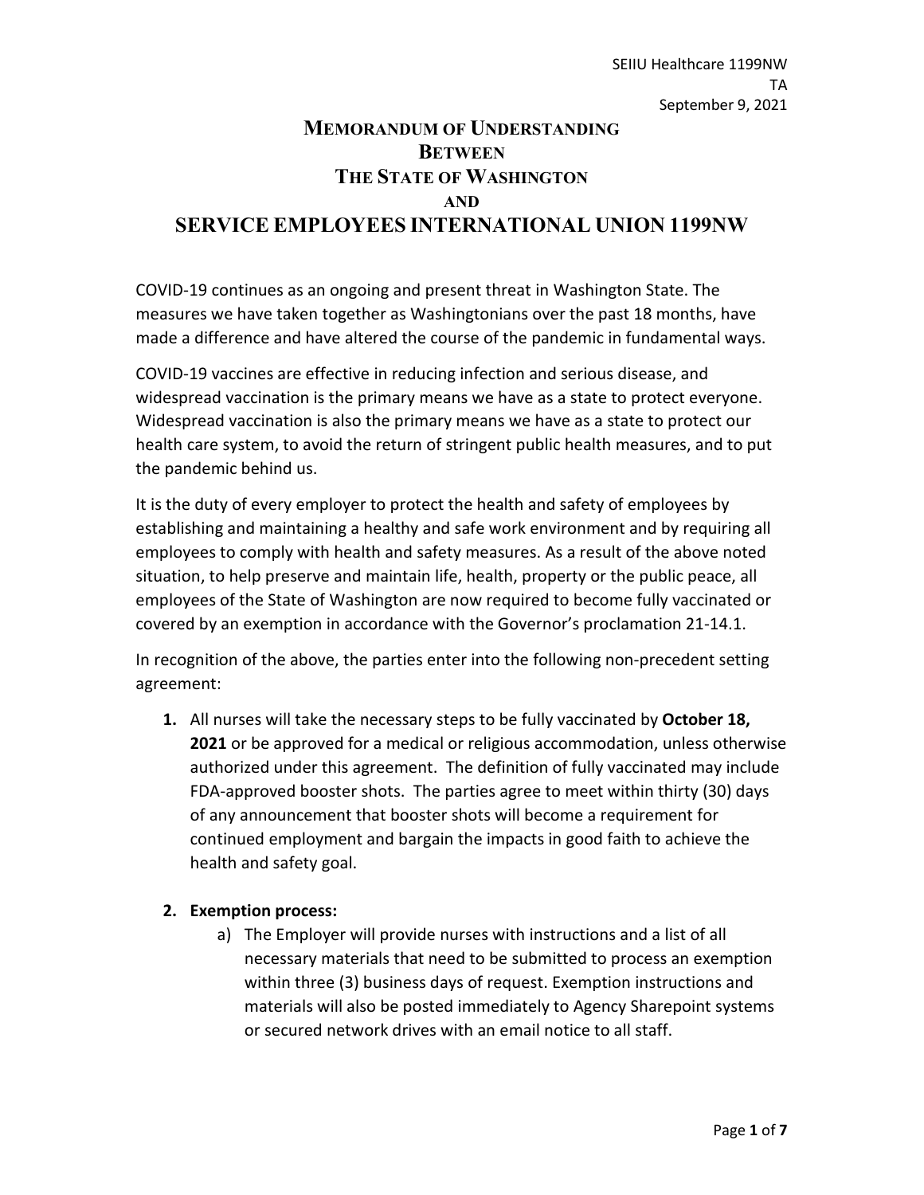SEIIU Healthcare 1199NW
TA
September 9, 2021

# MEMORANDUM OF UNDERSTANDING BETWEEN THE STATE OF WASHINGTON AND SERVICE EMPLOYEES INTERNATIONAL UNION 1199NW

COVID-19 continues as an ongoing and present threat in Washington State. The measures we have taken together as Washingtonians over the past 18 months, have made a difference and have altered the course of the pandemic in fundamental ways.

COVID-19 vaccines are effective in reducing infection and serious disease, and widespread vaccination is the primary means we have as a state to protect everyone. Widespread vaccination is also the primary means we have as a state to protect our health care system, to avoid the return of stringent public health measures, and to put the pandemic behind us.

It is the duty of every employer to protect the health and safety of employees by establishing and maintaining a healthy and safe work environment and by requiring all employees to comply with health and safety measures. As a result of the above noted situation, to help preserve and maintain life, health, property or the public peace, all employees of the State of Washington are now required to become fully vaccinated or covered by an exemption in accordance with the Governor's proclamation 21-14.1.

In recognition of the above, the parties enter into the following non-precedent setting agreement:

1. All nurses will take the necessary steps to be fully vaccinated by **October 18, 2021** or be approved for a medical or religious accommodation, unless otherwise authorized under this agreement. The definition of fully vaccinated may include FDA-approved booster shots. The parties agree to meet within thirty (30) days of any announcement that booster shots will become a requirement for continued employment and bargain the impacts in good faith to achieve the health and safety goal.

2. **Exemption process:**
   a) The Employer will provide nurses with instructions and a list of all necessary materials that need to be submitted to process an exemption within three (3) business days of request. Exemption instructions and materials will also be posted immediately to Agency Sharepoint systems or secured network drives with an email notice to all staff.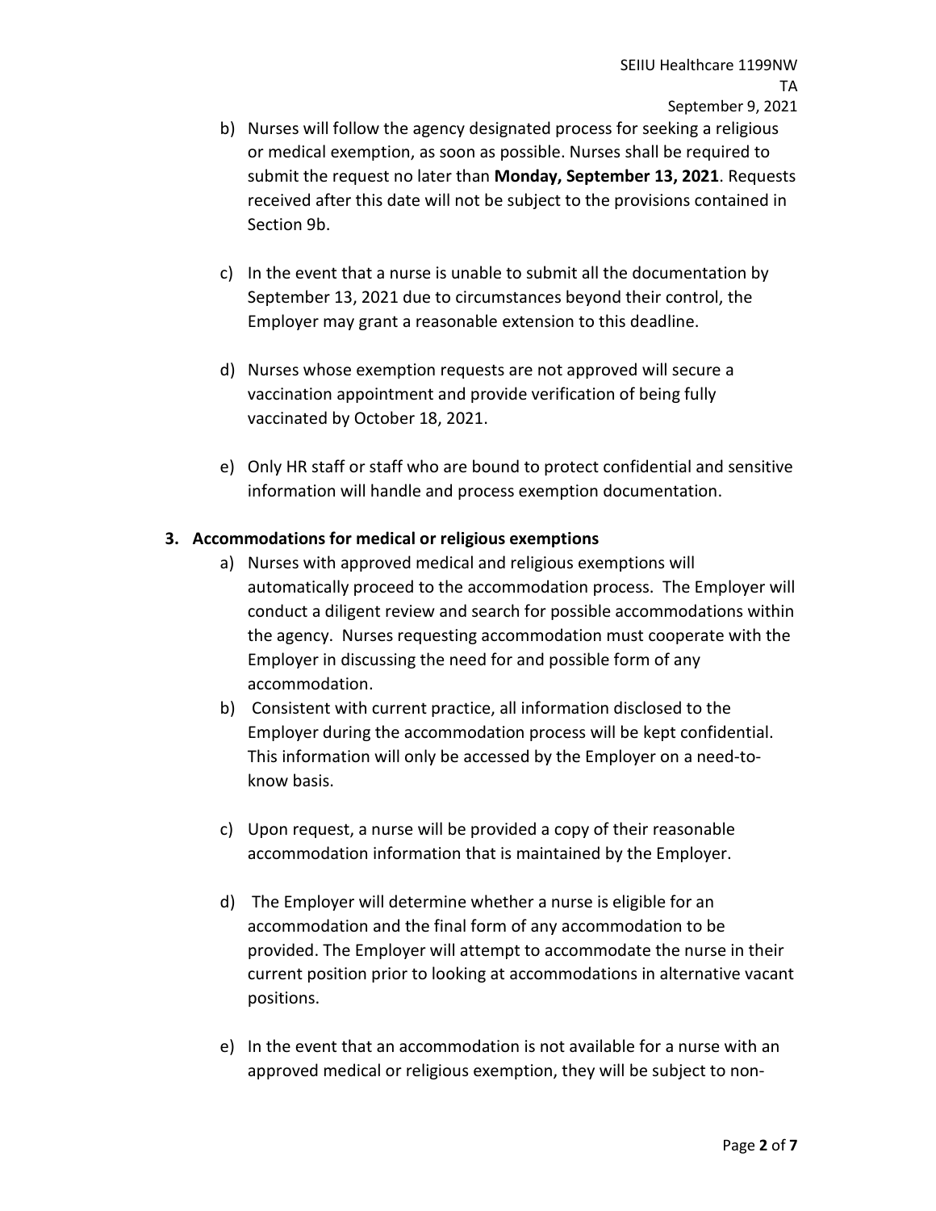b) Nurses will follow the agency designated process for seeking a religious or medical exemption, as soon as possible. Nurses shall be required to submit the request no later than **Monday, September 13, 2021**. Requests received after this date will not be subject to the provisions contained in Section 9b.

c) In the event that a nurse is unable to submit all the documentation by September 13, 2021 due to circumstances beyond their control, the Employer may grant a reasonable extension to this deadline.

d) Nurses whose exemption requests are not approved will secure a vaccination appointment and provide verification of being fully vaccinated by October 18, 2021.

e) Only HR staff or staff who are bound to protect confidential and sensitive information will handle and process exemption documentation.

**3. Accommodations for medical or religious exemptions**

a) Nurses with approved medical and religious exemptions will automatically proceed to the accommodation process. The Employer will conduct a diligent review and search for possible accommodations within the agency. Nurses requesting accommodation must cooperate with the Employer in discussing the need for and possible form of any accommodation.

b) Consistent with current practice, all information disclosed to the Employer during the accommodation process will be kept confidential. This information will only be accessed by the Employer on a need-to-know basis.

c) Upon request, a nurse will be provided a copy of their reasonable accommodation information that is maintained by the Employer.

d) The Employer will determine whether a nurse is eligible for an accommodation and the final form of any accommodation to be provided. The Employer will attempt to accommodate the nurse in their current position prior to looking at accommodations in alternative vacant positions.

e) In the event that an accommodation is not available for a nurse with an approved medical or religious exemption, they will be subject to non-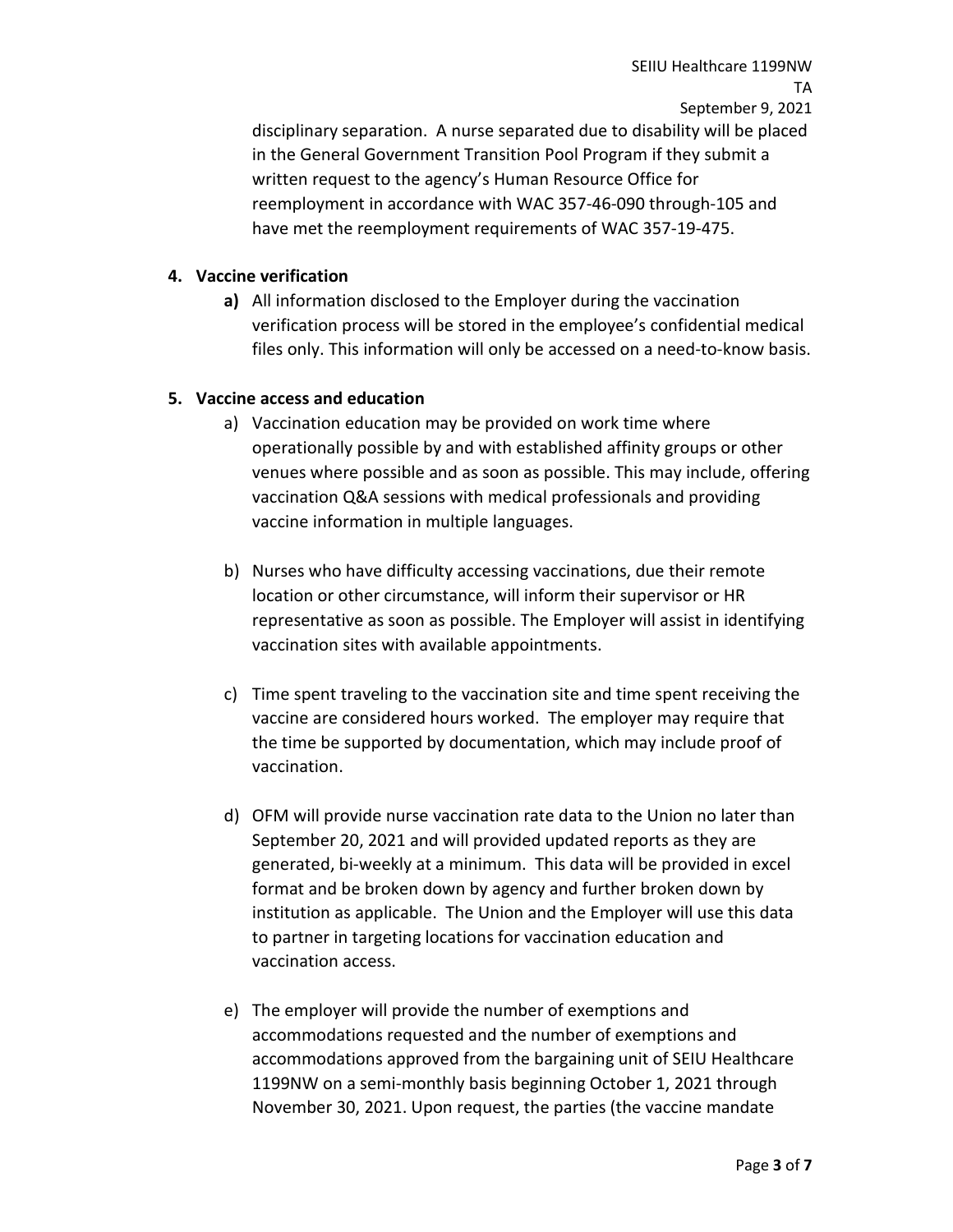disciplinary separation. A nurse separated due to disability will be placed in the General Government Transition Pool Program if they submit a written request to the agency's Human Resource Office for reemployment in accordance with WAC 357-46-090 through-105 and have met the reemployment requirements of WAC 357-19-475.

**4. Vaccine verification**

**a)** All information disclosed to the Employer during the vaccination verification process will be stored in the employee's confidential medical files only. This information will only be accessed on a need-to-know basis.

**5. Vaccine access and education**

a) Vaccination education may be provided on work time where operationally possible by and with established affinity groups or other venues where possible and as soon as possible. This may include, offering vaccination Q&A sessions with medical professionals and providing vaccine information in multiple languages.

b) Nurses who have difficulty accessing vaccinations, due their remote location or other circumstance, will inform their supervisor or HR representative as soon as possible. The Employer will assist in identifying vaccination sites with available appointments.

c) Time spent traveling to the vaccination site and time spent receiving the vaccine are considered hours worked. The employer may require that the time be supported by documentation, which may include proof of vaccination.

d) OFM will provide nurse vaccination rate data to the Union no later than September 20, 2021 and will provided updated reports as they are generated, bi-weekly at a minimum. This data will be provided in excel format and be broken down by agency and further broken down by institution as applicable. The Union and the Employer will use this data to partner in targeting locations for vaccination education and vaccination access.

e) The employer will provide the number of exemptions and accommodations requested and the number of exemptions and accommodations approved from the bargaining unit of SEIU Healthcare 1199NW on a semi-monthly basis beginning October 1, 2021 through November 30, 2021. Upon request, the parties (the vaccine mandate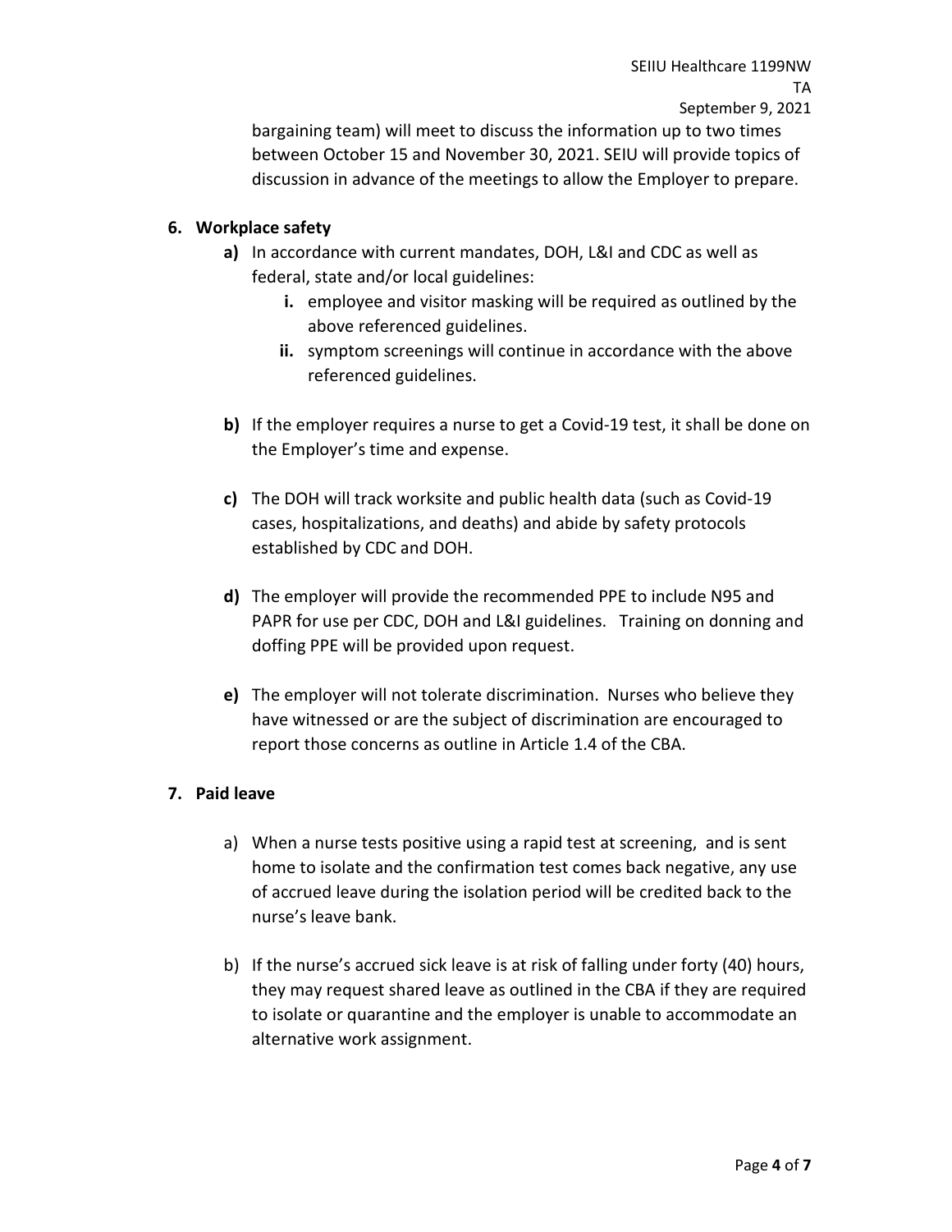bargaining team) will meet to discuss the information up to two times between October 15 and November 30, 2021. SEIU will provide topics of discussion in advance of the meetings to allow the Employer to prepare.

**6. Workplace safety**

**a)** In accordance with current mandates, DOH, L&I and CDC as well as federal, state and/or local guidelines:

**i.** employee and visitor masking will be required as outlined by the above referenced guidelines.

**ii.** symptom screenings will continue in accordance with the above referenced guidelines.

**b)** If the employer requires a nurse to get a Covid-19 test, it shall be done on the Employer's time and expense.

**c)** The DOH will track worksite and public health data (such as Covid-19 cases, hospitalizations, and deaths) and abide by safety protocols established by CDC and DOH.

**d)** The employer will provide the recommended PPE to include N95 and PAPR for use per CDC, DOH and L&I guidelines. Training on donning and doffing PPE will be provided upon request.

**e)** The employer will not tolerate discrimination. Nurses who believe they have witnessed or are the subject of discrimination are encouraged to report those concerns as outline in Article 1.4 of the CBA.

**7. Paid leave**

a) When a nurse tests positive using a rapid test at screening, and is sent home to isolate and the confirmation test comes back negative, any use of accrued leave during the isolation period will be credited back to the nurse's leave bank.

b) If the nurse's accrued sick leave is at risk of falling under forty (40) hours, they may request shared leave as outlined in the CBA if they are required to isolate or quarantine and the employer is unable to accommodate an alternative work assignment.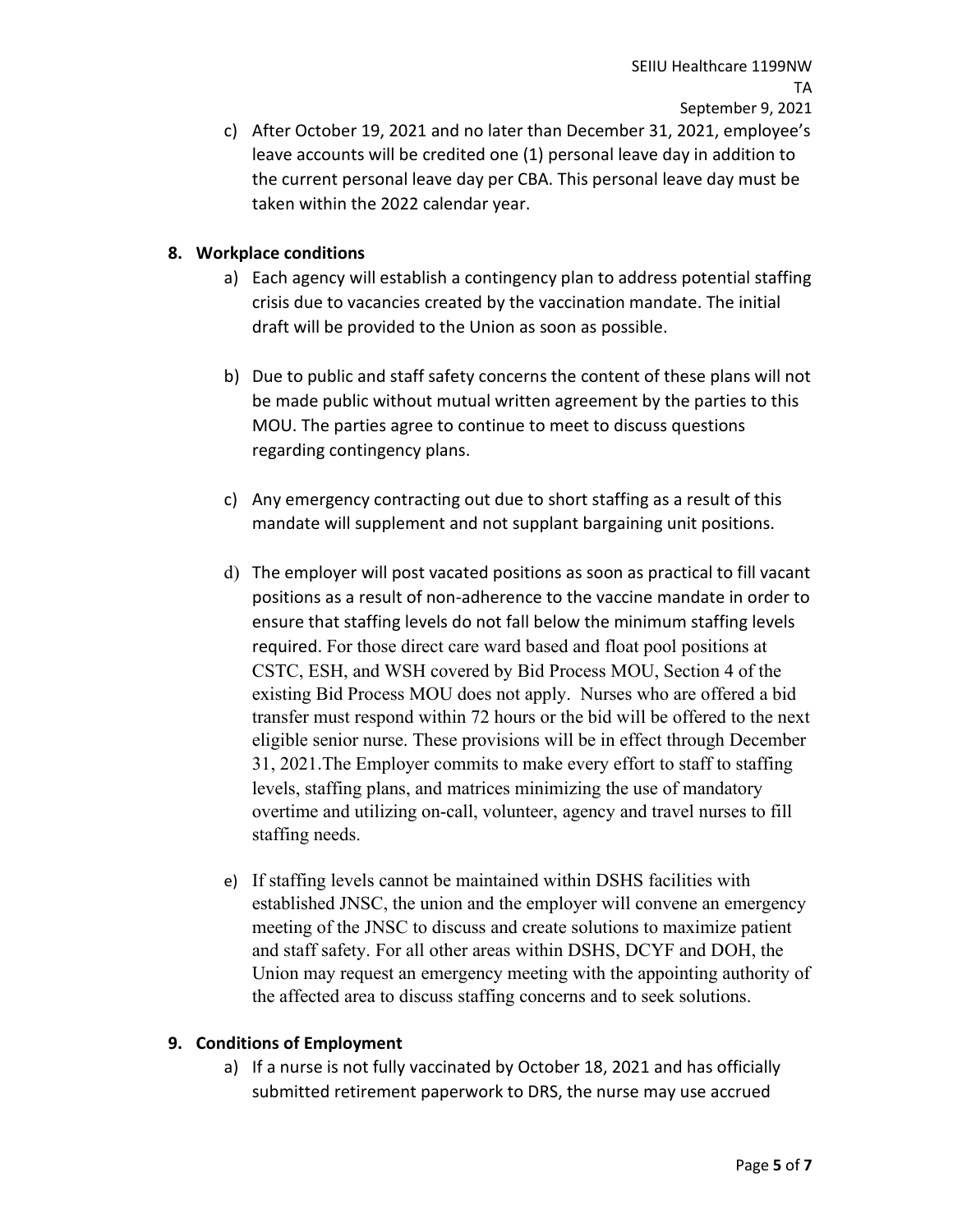c) After October 19, 2021 and no later than December 31, 2021, employee's leave accounts will be credited one (1) personal leave day in addition to the current personal leave day per CBA. This personal leave day must be taken within the 2022 calendar year.

**8. Workplace conditions**

a) Each agency will establish a contingency plan to address potential staffing crisis due to vacancies created by the vaccination mandate. The initial draft will be provided to the Union as soon as possible.

b) Due to public and staff safety concerns the content of these plans will not be made public without mutual written agreement by the parties to this MOU. The parties agree to continue to meet to discuss questions regarding contingency plans.

c) Any emergency contracting out due to short staffing as a result of this mandate will supplement and not supplant bargaining unit positions.

d) The employer will post vacated positions as soon as practical to fill vacant positions as a result of non-adherence to the vaccine mandate in order to ensure that staffing levels do not fall below the minimum staffing levels required. For those direct care ward based and float pool positions at CSTC, ESH, and WSH covered by Bid Process MOU, Section 4 of the existing Bid Process MOU does not apply. Nurses who are offered a bid transfer must respond within 72 hours or the bid will be offered to the next eligible senior nurse. These provisions will be in effect through December 31, 2021.The Employer commits to make every effort to staff to staffing levels, staffing plans, and matrices minimizing the use of mandatory overtime and utilizing on-call, volunteer, agency and travel nurses to fill staffing needs.

e) If staffing levels cannot be maintained within DSHS facilities with established JNSC, the union and the employer will convene an emergency meeting of the JNSC to discuss and create solutions to maximize patient and staff safety. For all other areas within DSHS, DCYF and DOH, the Union may request an emergency meeting with the appointing authority of the affected area to discuss staffing concerns and to seek solutions.

**9. Conditions of Employment**

a) If a nurse is not fully vaccinated by October 18, 2021 and has officially submitted retirement paperwork to DRS, the nurse may use accrued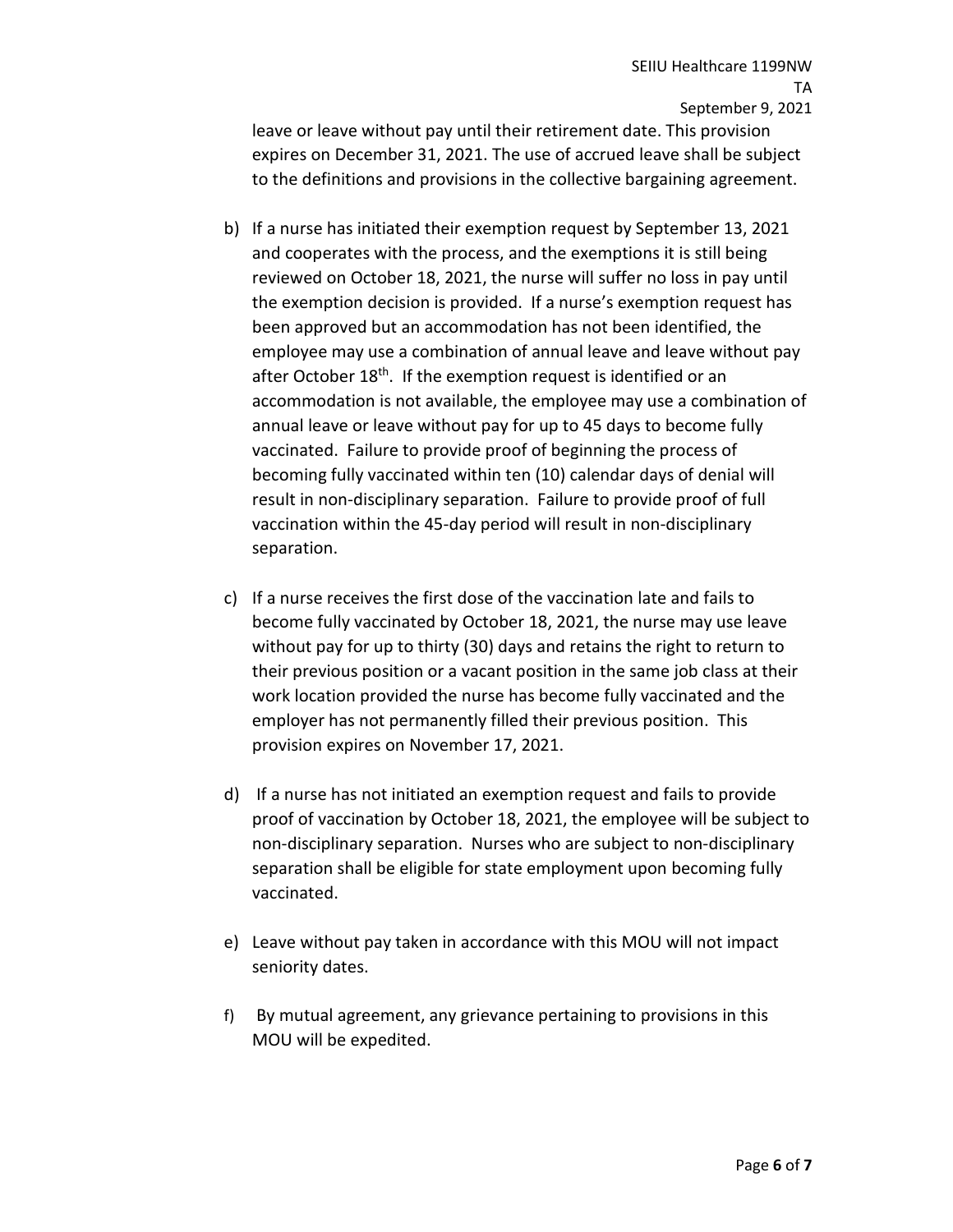leave or leave without pay until their retirement date. This provision expires on December 31, 2021. The use of accrued leave shall be subject to the definitions and provisions in the collective bargaining agreement.

b) If a nurse has initiated their exemption request by September 13, 2021 and cooperates with the process, and the exemptions it is still being reviewed on October 18, 2021, the nurse will suffer no loss in pay until the exemption decision is provided. If a nurse's exemption request has been approved but an accommodation has not been identified, the employee may use a combination of annual leave and leave without pay after October 18th. If the exemption request is identified or an accommodation is not available, the employee may use a combination of annual leave or leave without pay for up to 45 days to become fully vaccinated. Failure to provide proof of beginning the process of becoming fully vaccinated within ten (10) calendar days of denial will result in non-disciplinary separation. Failure to provide proof of full vaccination within the 45-day period will result in non-disciplinary separation.

c) If a nurse receives the first dose of the vaccination late and fails to become fully vaccinated by October 18, 2021, the nurse may use leave without pay for up to thirty (30) days and retains the right to return to their previous position or a vacant position in the same job class at their work location provided the nurse has become fully vaccinated and the employer has not permanently filled their previous position. This provision expires on November 17, 2021.

d) If a nurse has not initiated an exemption request and fails to provide proof of vaccination by October 18, 2021, the employee will be subject to non-disciplinary separation. Nurses who are subject to non-disciplinary separation shall be eligible for state employment upon becoming fully vaccinated.

e) Leave without pay taken in accordance with this MOU will not impact seniority dates.

f) By mutual agreement, any grievance pertaining to provisions in this MOU will be expedited.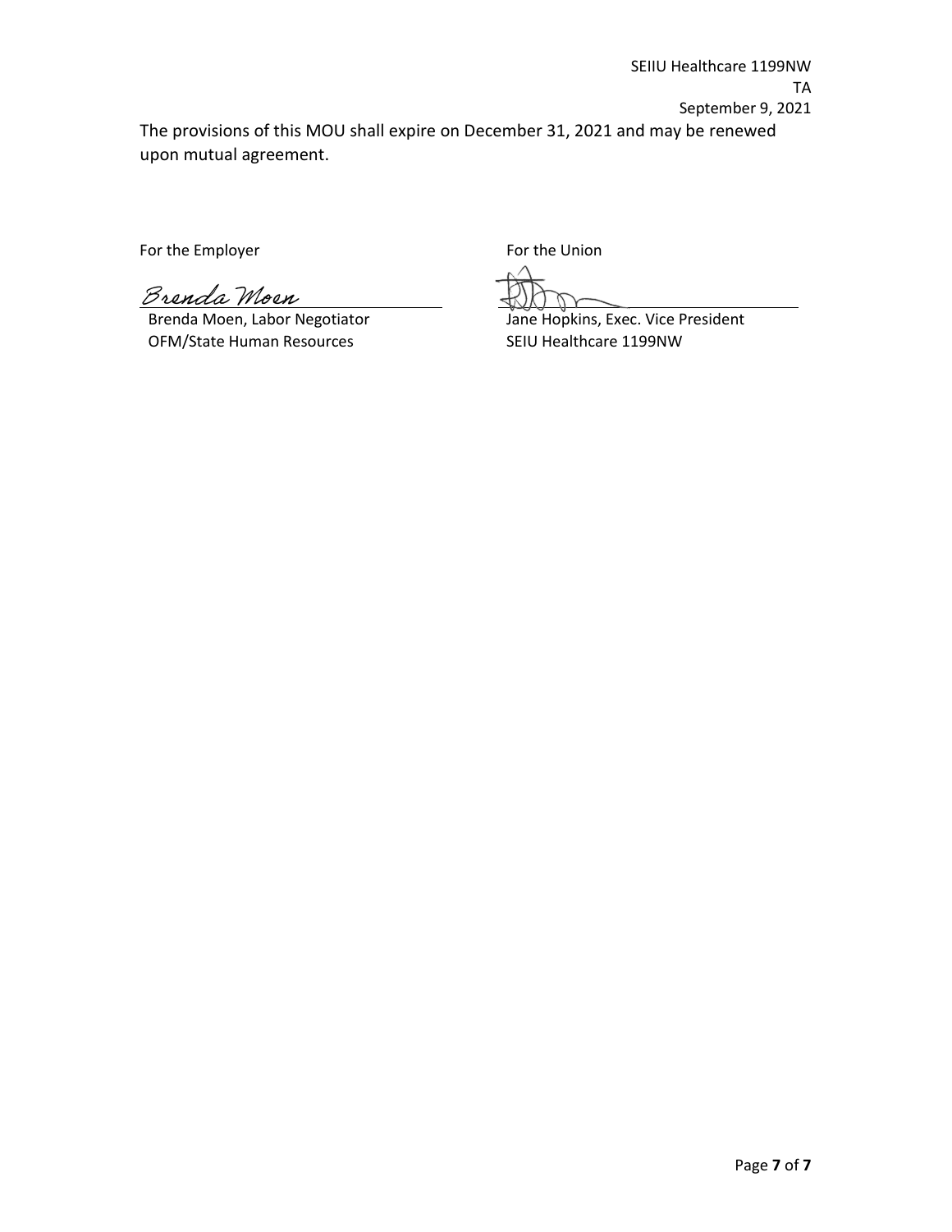The provisions of this MOU shall expire on December 31, 2021 and may be renewed upon mutual agreement.

| For the Employer | For the Union |
| --- | --- |
| *Brenda Moen* | |
| Brenda Moen, Labor Negotiator | Jane Hopkins, Exec. Vice President |
| OFM/State Human Resources | SEIU Healthcare 1199NW |